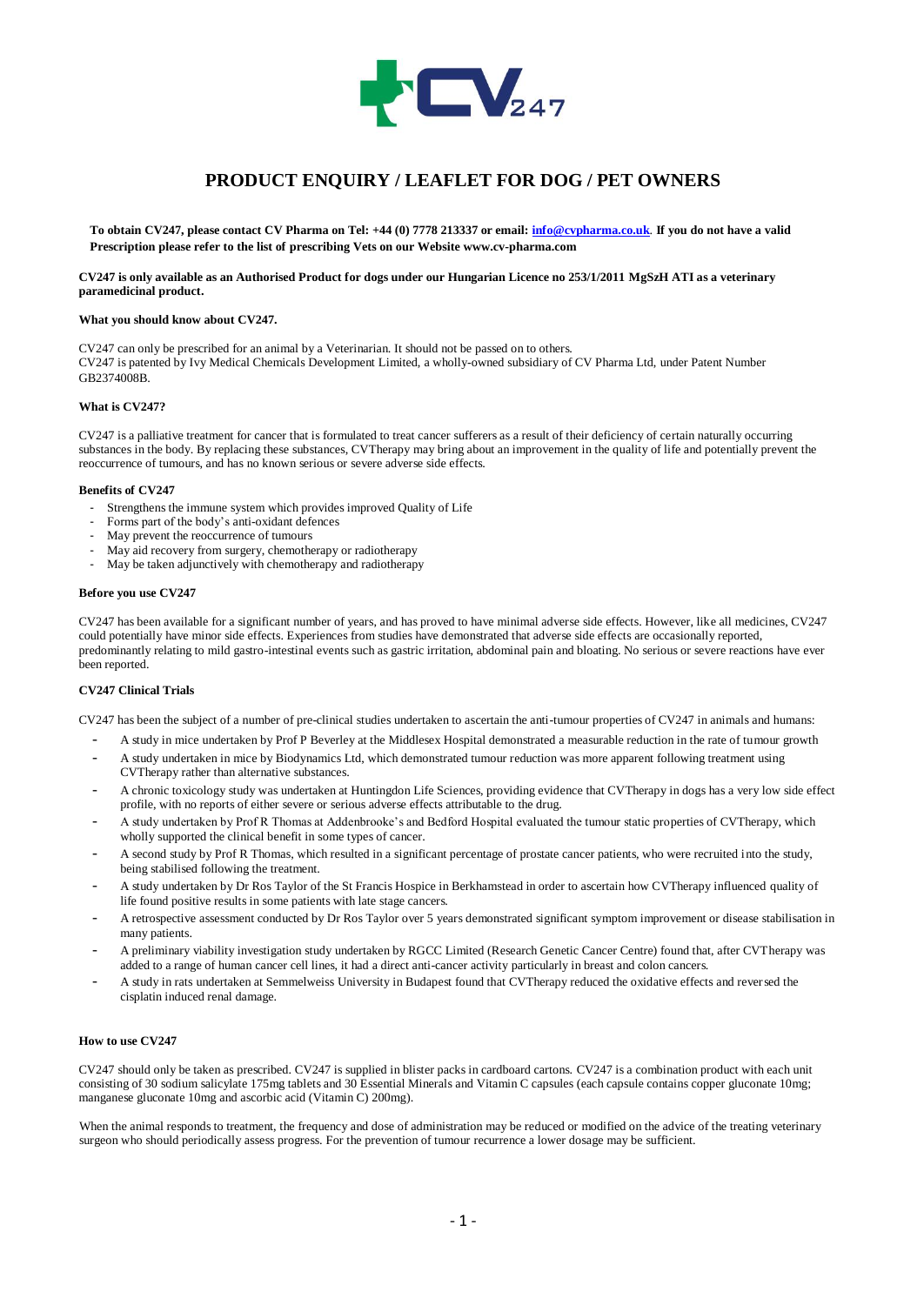# PRODUCT ENQUIRY / LEAFLET FOR DOG / PET OWNERS

**To obtain CV247, please contact CV Pharma on Tel: +44 (0) 7778 213337 or email: [info@cvpharma.co.uk](mailto:info@cvpharma.co.uk). If you do not have a valid Prescription please refer to the list of prescribing Vets on our Website www.cv-pharma.com**

**CV247 is only available as an Authorised Product for dogs under our Hungarian Licence no 253/1/2011 MgSzH ATI as a veterinary paramedicinal product.**

### What you should know about CV247.

CV247 can only be prescribed for an animal by a Veterinarian. It should not be passed on to others.
CV247 is patented by Ivy Medical Chemicals Development Limited, a wholly-owned subsidiary of CV Pharma Ltd, under Patent Number GB2374008B.

### What is CV247?

CV247 is a palliative treatment for cancer that is formulated to treat cancer sufferers as a result of their deficiency of certain naturally occurring substances in the body. By replacing these substances, CVTherapy may bring about an improvement in the quality of life and potentially prevent the reoccurrence of tumours, and has no known serious or severe adverse side effects.

### Benefits of CV247

- Strengthens the immune system which provides improved Quality of Life
- Forms part of the body's anti-oxidant defences
- May prevent the reoccurrence of tumours
- May aid recovery from surgery, chemotherapy or radiotherapy
- May be taken adjunctively with chemotherapy and radiotherapy

### Before you use CV247

CV247 has been available for a significant number of years, and has proved to have minimal adverse side effects. However, like all medicines, CV247 could potentially have minor side effects. Experiences from studies have demonstrated that adverse side effects are occasionally reported, predominantly relating to mild gastro-intestinal events such as gastric irritation, abdominal pain and bloating. No serious or severe reactions have ever been reported.

### CV247 Clinical Trials

CV247 has been the subject of a number of pre-clinical studies undertaken to ascertain the anti-tumour properties of CV247 in animals and humans:

- A study in mice undertaken by Prof P Beverley at the Middlesex Hospital demonstrated a measurable reduction in the rate of tumour growth
- A study undertaken in mice by Biodynamics Ltd, which demonstrated tumour reduction was more apparent following treatment using CVTherapy rather than alternative substances.
- A chronic toxicology study was undertaken at Huntingdon Life Sciences, providing evidence that CVTherapy in dogs has a very low side effect profile, with no reports of either severe or serious adverse effects attributable to the drug.
- A study undertaken by Prof R Thomas at Addenbrooke's and Bedford Hospital evaluated the tumour static properties of CVTherapy, which wholly supported the clinical benefit in some types of cancer.
- A second study by Prof R Thomas, which resulted in a significant percentage of prostate cancer patients, who were recruited into the study, being stabilised following the treatment.
- A study undertaken by Dr Ros Taylor of the St Francis Hospice in Berkhamstead in order to ascertain how CVTherapy influenced quality of life found positive results in some patients with late stage cancers.
- A retrospective assessment conducted by Dr Ros Taylor over 5 years demonstrated significant symptom improvement or disease stabilisation in many patients.
- A preliminary viability investigation study undertaken by RGCC Limited (Research Genetic Cancer Centre) found that, after CVTherapy was added to a range of human cancer cell lines, it had a direct anti-cancer activity particularly in breast and colon cancers.
- A study in rats undertaken at Semmelweiss University in Budapest found that CVTherapy reduced the oxidative effects and reversed the cisplatin induced renal damage.

### How to use CV247

CV247 should only be taken as prescribed. CV247 is supplied in blister packs in cardboard cartons. CV247 is a combination product with each unit consisting of 30 sodium salicylate 175mg tablets and 30 Essential Minerals and Vitamin C capsules (each capsule contains copper gluconate 10mg; manganese gluconate 10mg and ascorbic acid (Vitamin C) 200mg).

When the animal responds to treatment, the frequency and dose of administration may be reduced or modified on the advice of the treating veterinary surgeon who should periodically assess progress. For the prevention of tumour recurrence a lower dosage may be sufficient.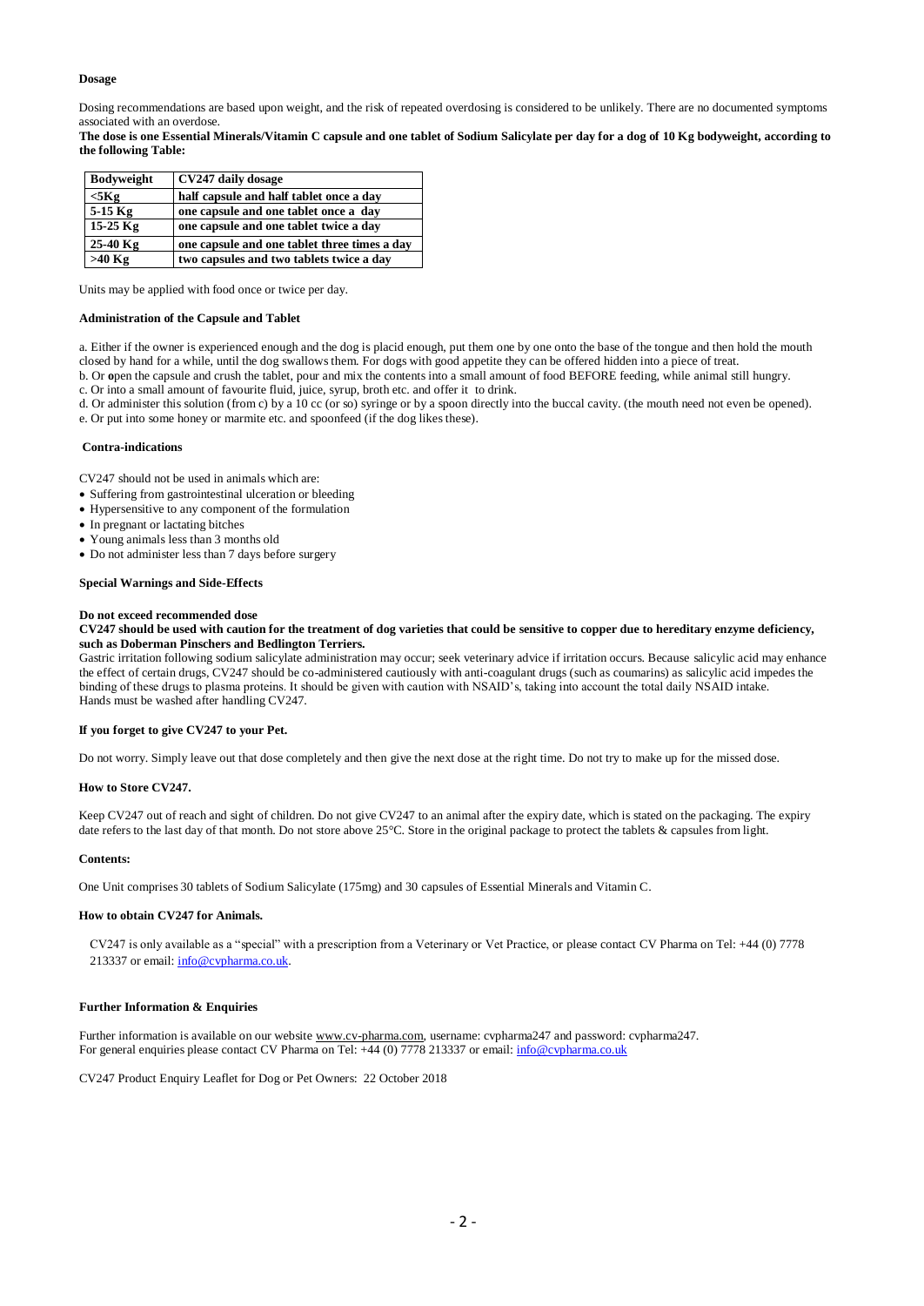**Dosage**

Dosing recommendations are based upon weight, and the risk of repeated overdosing is considered to be unlikely. There are no documented symptoms associated with an overdose.

**The dose is one Essential Minerals/Vitamin C capsule and one tablet of Sodium Salicylate per day for a dog of 10 Kg bodyweight, according to the following Table:**

| Bodyweight | CV247 daily dosage |
|---|---|
| <5Kg | half capsule and half tablet once a day |
| 5-15 Kg | one capsule and one tablet once a day |
| 15-25 Kg | one capsule and one tablet twice a day |
| 25-40 Kg | one capsule and one tablet three times a day |
| >40 Kg | two capsules and two tablets twice a day |

Units may be applied with food once or twice per day.

**Administration of the Capsule and Tablet**

a. Either if the owner is experienced enough and the dog is placid enough, put them one by one onto the base of the tongue and then hold the mouth closed by hand for a while, until the dog swallows them. For dogs with good appetite they can be offered hidden into a piece of treat.

b. Or open the capsule and crush the tablet, pour and mix the contents into a small amount of food BEFORE feeding, while animal still hungry.

c. Or into a small amount of favourite fluid, juice, syrup, broth etc. and offer it to drink.

d. Or administer this solution (from c) by a 10 cc (or so) syringe or by a spoon directly into the buccal cavity. (the mouth need not even be opened).

e. Or put into some honey or marmite etc. and spoonfeed (if the dog likes these).

**Contra-indications**

CV247 should not be used in animals which are:

- Suffering from gastrointestinal ulceration or bleeding
- Hypersensitive to any component of the formulation
- In pregnant or lactating bitches
- Young animals less than 3 months old
- Do not administer less than 7 days before surgery

**Special Warnings and Side-Effects**

**Do not exceed recommended dose**

**CV247 should be used with caution for the treatment of dog varieties that could be sensitive to copper due to hereditary enzyme deficiency, such as Doberman Pinschers and Bedlington Terriers.**

Gastric irritation following sodium salicylate administration may occur; seek veterinary advice if irritation occurs. Because salicylic acid may enhance the effect of certain drugs, CV247 should be co-administered cautiously with anti-coagulant drugs (such as coumarins) as salicylic acid impedes the binding of these drugs to plasma proteins. It should be given with caution with NSAID's, taking into account the total daily NSAID intake.

Hands must be washed after handling CV247.

**If you forget to give CV247 to your Pet.**

Do not worry. Simply leave out that dose completely and then give the next dose at the right time. Do not try to make up for the missed dose.

**How to Store CV247.**

Keep CV247 out of reach and sight of children. Do not give CV247 to an animal after the expiry date, which is stated on the packaging. The expiry date refers to the last day of that month. Do not store above 25°C. Store in the original package to protect the tablets & capsules from light.

**Contents:**

One Unit comprises 30 tablets of Sodium Salicylate (175mg) and 30 capsules of Essential Minerals and Vitamin C.

**How to obtain CV247 for Animals.**

CV247 is only available as a "special" with a prescription from a Veterinary or Vet Practice, or please contact CV Pharma on Tel: +44 (0) 7778 213337 or email: info@cvpharma.co.uk.

**Further Information & Enquiries**

Further information is available on our website www.cv-pharma.com, username: cvpharma247 and password: cvpharma247.
For general enquiries please contact CV Pharma on Tel: +44 (0) 7778 213337 or email: info@cvpharma.co.uk

CV247 Product Enquiry Leaflet for Dog or Pet Owners: 22 October 2018